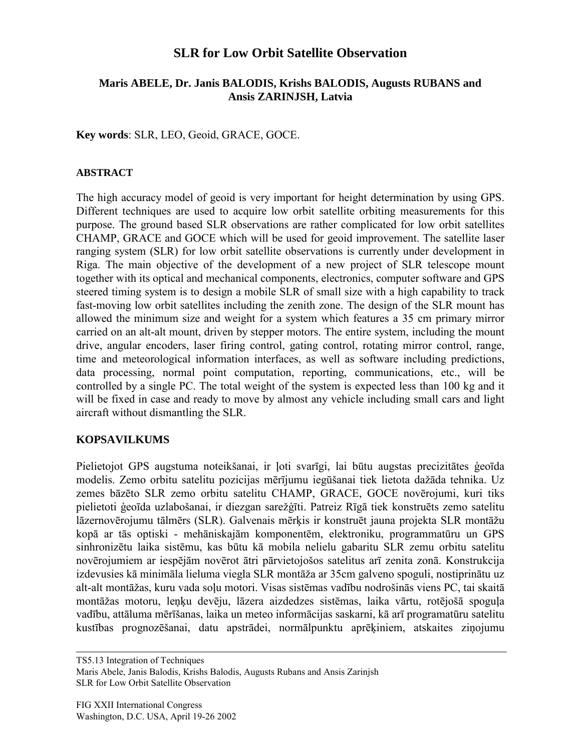# SLR for Low Orbit Satellite Observation

**Maris ABELE, Dr. Janis BALODIS, Krishs BALODIS, Augusts RUBANS and Ansis ZARINJSH, Latvia**

**Key words**: SLR, LEO, Geoid, GRACE, GOCE.

## ABSTRACT

The high accuracy model of geoid is very important for height determination by using GPS. Different techniques are used to acquire low orbit satellite orbiting measurements for this purpose. The ground based SLR observations are rather complicated for low orbit satellites CHAMP, GRACE and GOCE which will be used for geoid improvement. The satellite laser ranging system (SLR) for low orbit satellite observations is currently under development in Riga. The main objective of the development of a new project of SLR telescope mount together with its optical and mechanical components, electronics, computer software and GPS steered timing system is to design a mobile SLR of small size with a high capability to track fast-moving low orbit satellites including the zenith zone. The design of the SLR mount has allowed the minimum size and weight for a system which features a 35 cm primary mirror carried on an alt-alt mount, driven by stepper motors. The entire system, including the mount drive, angular encoders, laser firing control, gating control, rotating mirror control, range, time and meteorological information interfaces, as well as software including predictions, data processing, normal point computation, reporting, communications, etc., will be controlled by a single PC. The total weight of the system is expected less than 100 kg and it will be fixed in case and ready to move by almost any vehicle including small cars and light aircraft without dismantling the SLR.

## KOPSAVILKUMS

Pielietojot GPS augstuma noteikšanai, ir ļoti svarīgi, lai būtu augstas precizitātes ģeoīda modelis. Zemo orbitu satelitu pozicijas mērījumu iegūšanai tiek lietota dažāda tehnika. Uz zemes bāzēto SLR zemo orbitu satelitu CHAMP, GRACE, GOCE novērojumi, kuri tiks pielietoti ģeoīda uzlabošanai, ir diezgan sarežģīti. Patreiz Rīgā tiek konstruēts zemo satelitu lāzernovērojumu tālmērs (SLR). Galvenais mērķis ir konstruēt jauna projekta SLR montāžu kopā ar tās optiski - mehāniskajām komponentēm, elektroniku, programmatūru un GPS sinhronizētu laika sistēmu, kas būtu kā mobila nelielu gabaritu SLR zemu orbitu satelitu novērojumiem ar iespējām novērot ātri pārvietojošos satelitus arī zenita zonā. Konstrukcija izdevusies kā minimāla lieluma viegla SLR montāža ar 35cm galveno spoguli, nostiprinātu uz alt-alt montāžas, kuru vada soļu motori. Visas sistēmas vadību nodrošinās viens PC, tai skaitā montāžas motoru, leņķu devēju, lāzera aizdedzes sistēmas, laika vārtu, rotējošā spoguļa vadību, attāluma mērīšanas, laika un meteo informācijas saskarni, kā arī programatūru satelitu kustības prognozēšanai, datu apstrādei, normālpunktu aprēķiniem, atskaites ziņojumu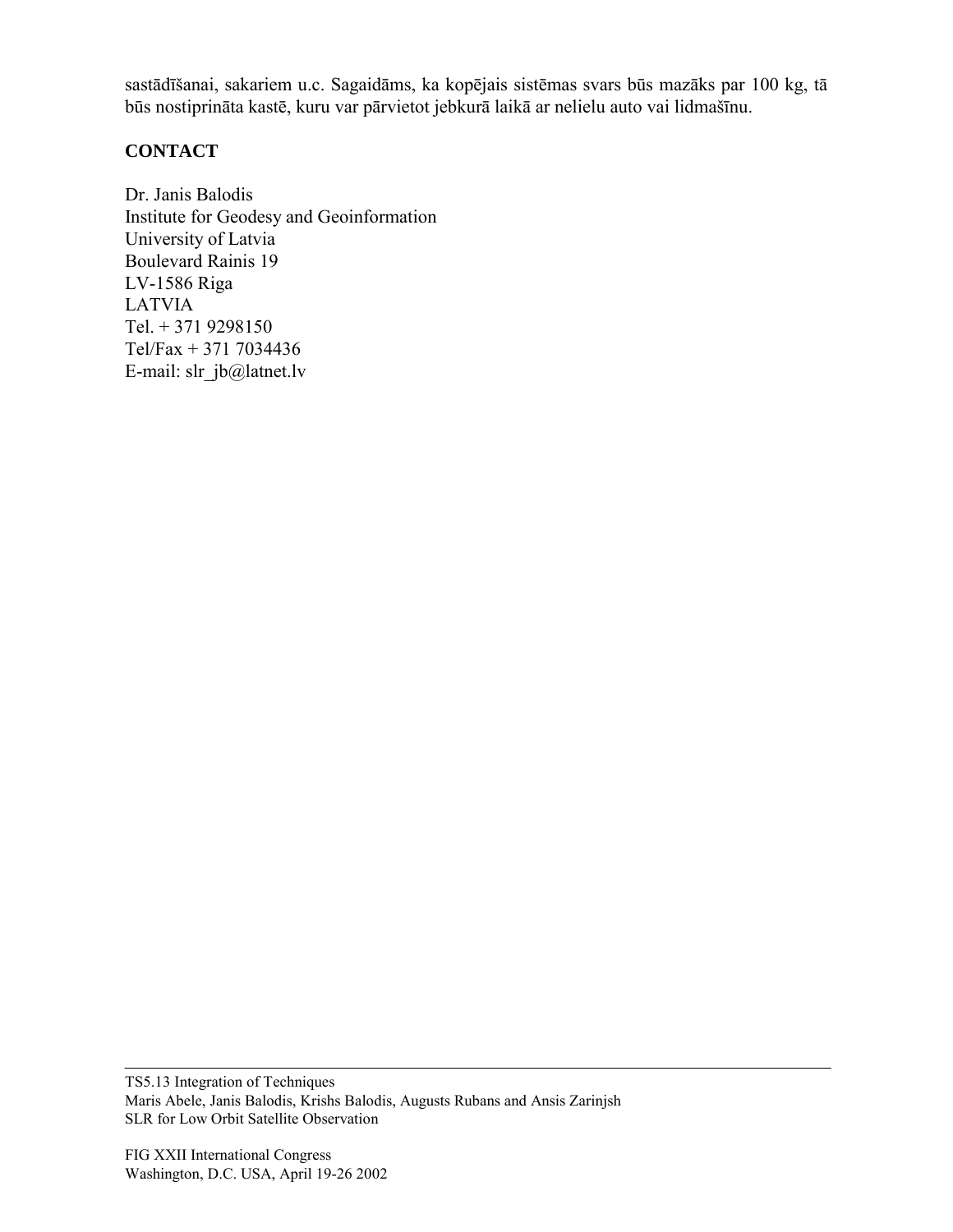sastādīšanai, sakariem u.c. Sagaidāms, ka kopējais sistēmas svars būs mazāks par 100 kg, tā būs nostiprināta kastē, kuru var pārvietot jebkurā laikā ar nelielu auto vai lidmašīnu.

**CONTACT**

Dr. Janis Balodis  
Institute for Geodesy and Geoinformation  
University of Latvia  
Boulevard Rainis 19  
LV-1586 Riga  
LATVIA  
Tel. + 371 9298150  
Tel/Fax + 371 7034436  
E-mail: slr_jb@latnet.lv